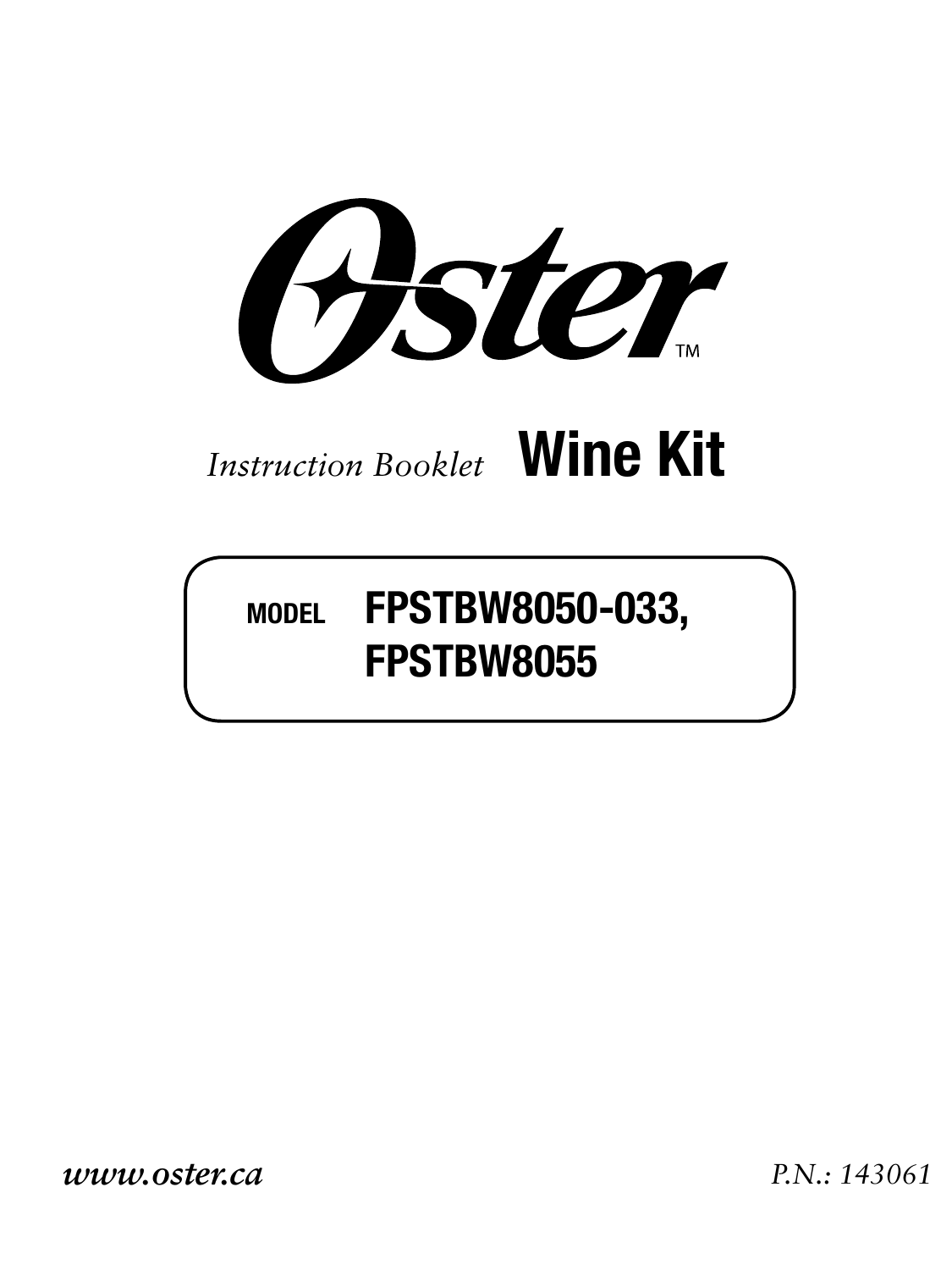# Oster™

*Instruction Booklet* **Wine Kit**

**MODEL FPSTBW8050-033, FPSTBW8055**

***www.oster.ca***

*P.N.: 143061*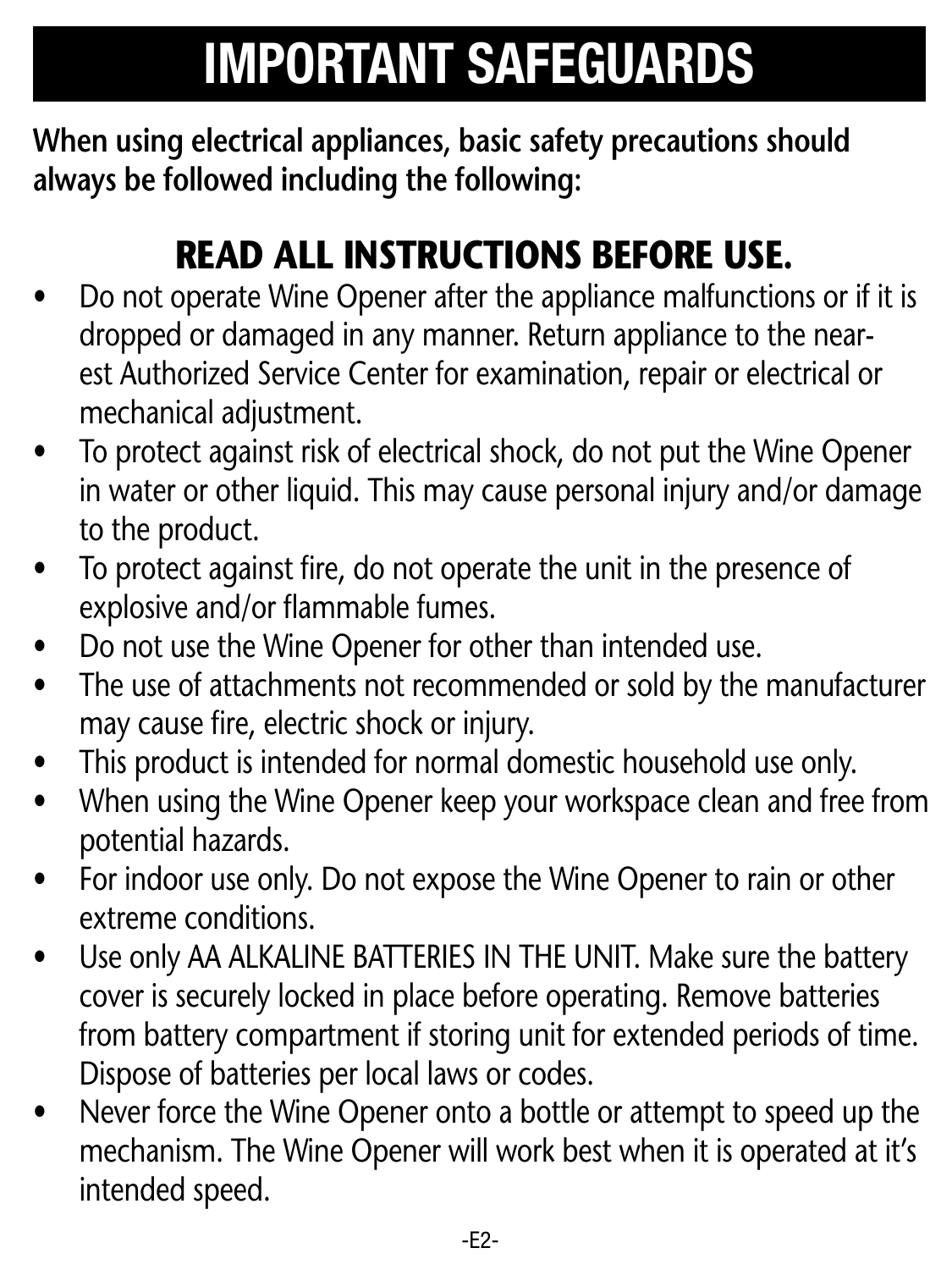# IMPORTANT SAFEGUARDS

**When using electrical appliances, basic safety precautions should always be followed including the following:**

## READ ALL INSTRUCTIONS BEFORE USE.

- Do not operate Wine Opener after the appliance malfunctions or if it is dropped or damaged in any manner. Return appliance to the nearest Authorized Service Center for examination, repair or electrical or mechanical adjustment.
- To protect against risk of electrical shock, do not put the Wine Opener in water or other liquid. This may cause personal injury and/or damage to the product.
- To protect against fire, do not operate the unit in the presence of explosive and/or flammable fumes.
- Do not use the Wine Opener for other than intended use.
- The use of attachments not recommended or sold by the manufacturer may cause fire, electric shock or injury.
- This product is intended for normal domestic household use only.
- When using the Wine Opener keep your workspace clean and free from potential hazards.
- For indoor use only. Do not expose the Wine Opener to rain or other extreme conditions.
- Use only AA ALKALINE BATTERIES IN THE UNIT. Make sure the battery cover is securely locked in place before operating. Remove batteries from battery compartment if storing unit for extended periods of time. Dispose of batteries per local laws or codes.
- Never force the Wine Opener onto a bottle or attempt to speed up the mechanism. The Wine Opener will work best when it is operated at it's intended speed.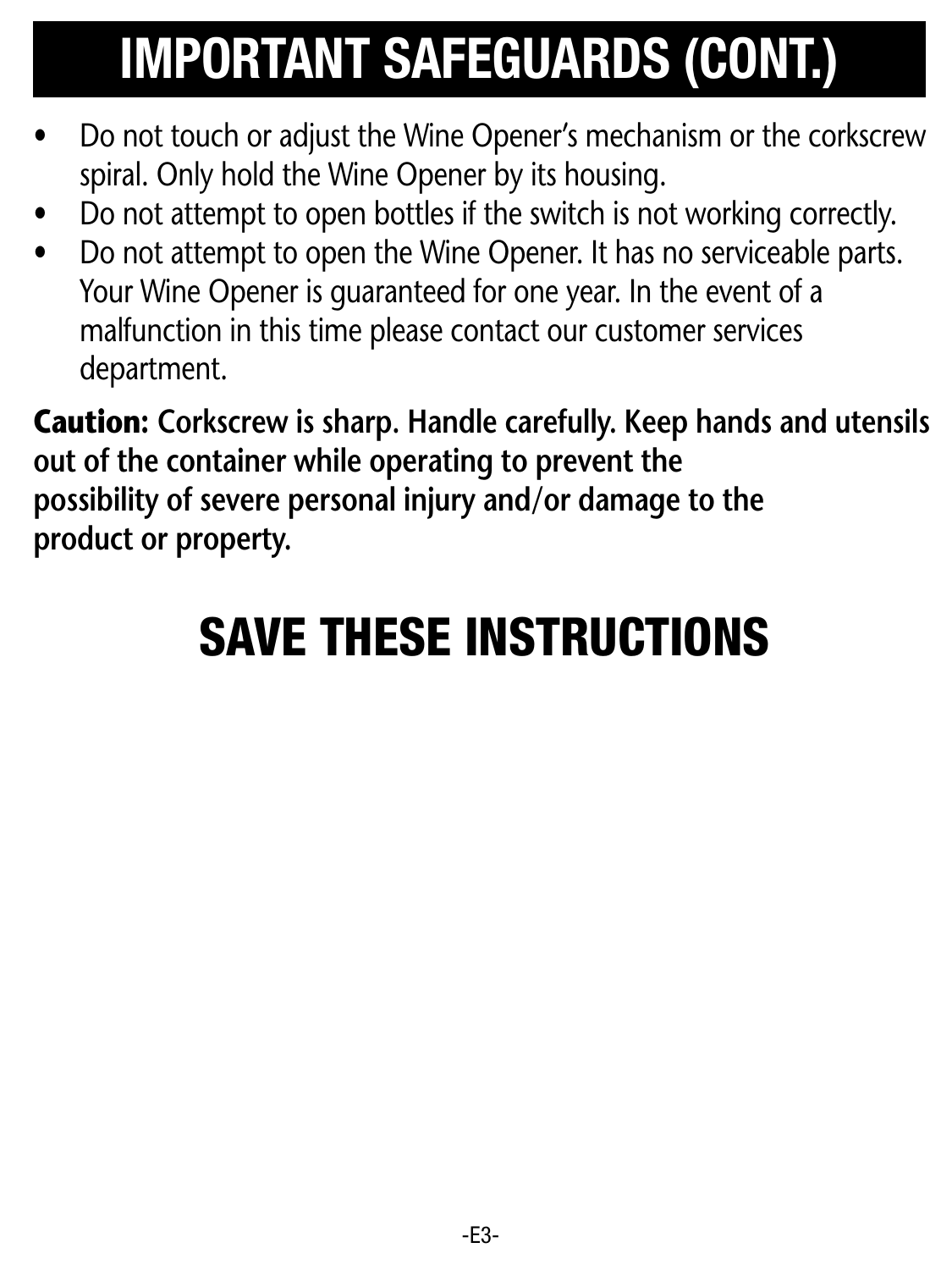# IMPORTANT SAFEGUARDS (CONT.)

- Do not touch or adjust the Wine Opener's mechanism or the corkscrew spiral. Only hold the Wine Opener by its housing.
- Do not attempt to open bottles if the switch is not working correctly.
- Do not attempt to open the Wine Opener. It has no serviceable parts. Your Wine Opener is guaranteed for one year. In the event of a malfunction in this time please contact our customer services department.

**Caution: Corkscrew is sharp. Handle carefully. Keep hands and utensils out of the container while operating to prevent the possibility of severe personal injury and/or damage to the product or property.**

# SAVE THESE INSTRUCTIONS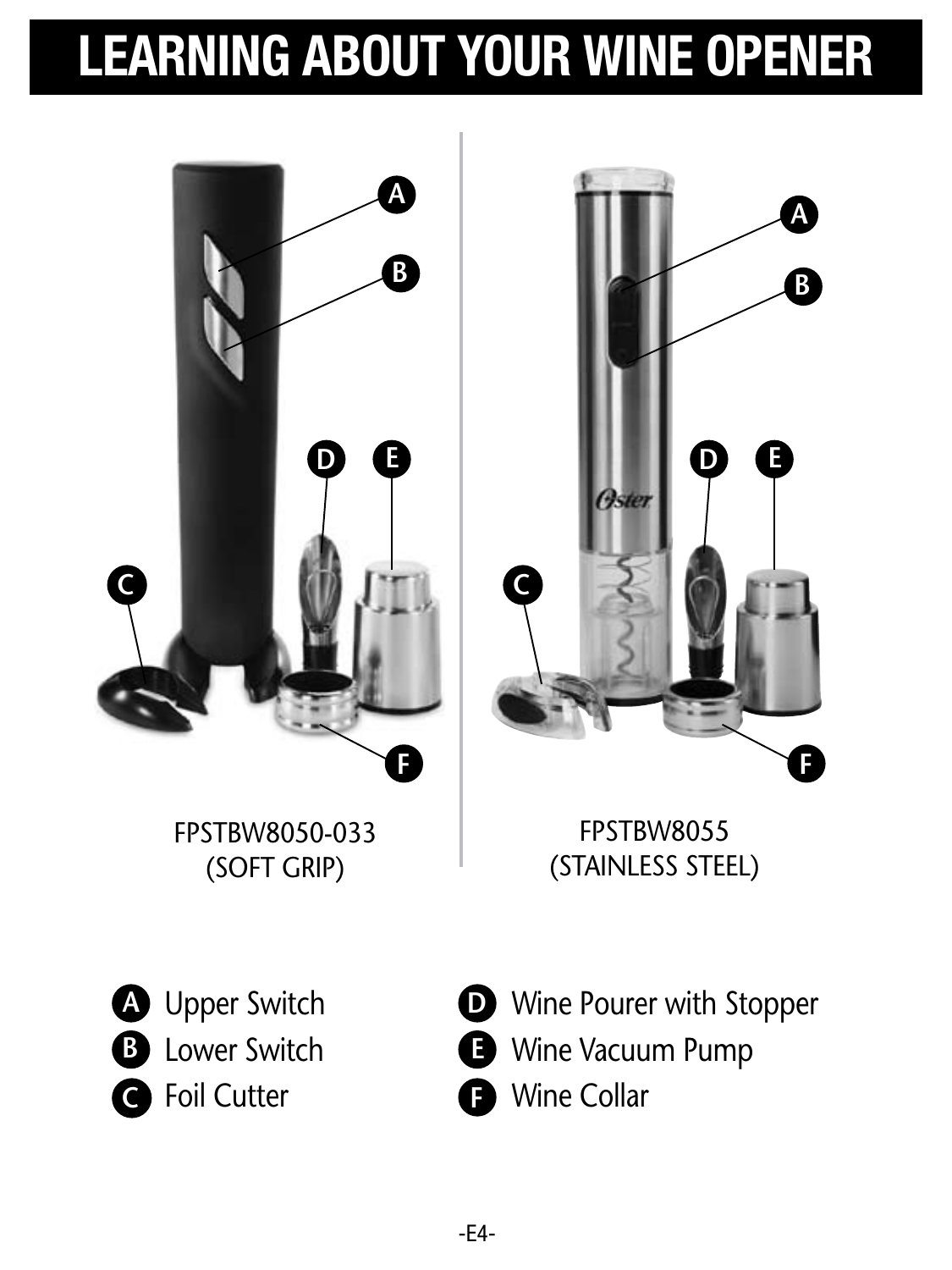# LEARNING ABOUT YOUR WINE OPENER

FPSTBW8050-033
(SOFT GRIP)

FPSTBW8055
(STAINLESS STEEL)

- **A** Upper Switch
- **B** Lower Switch
- **C** Foil Cutter
- **D** Wine Pourer with Stopper
- **E** Wine Vacuum Pump
- **F** Wine Collar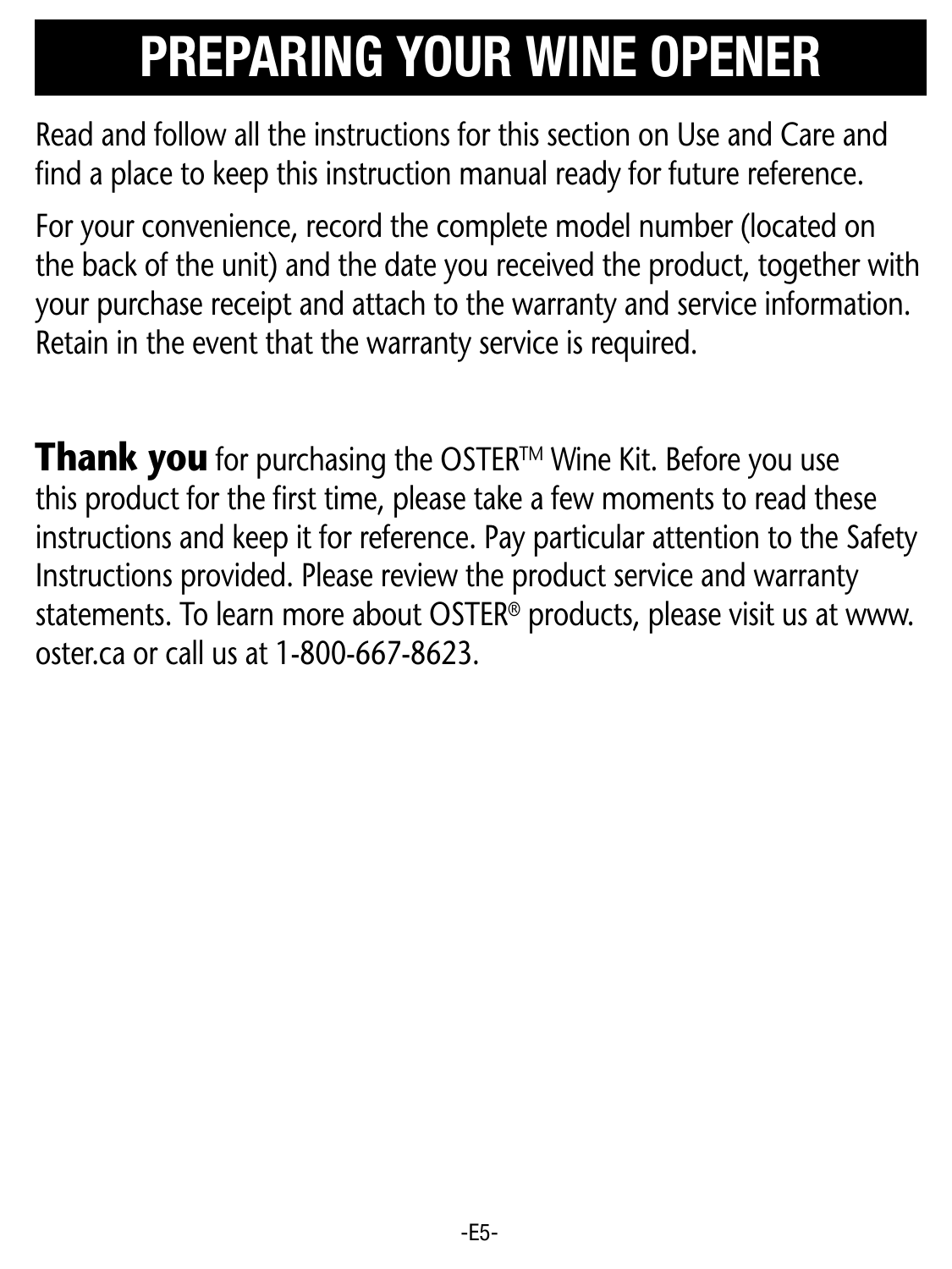# PREPARING YOUR WINE OPENER

Read and follow all the instructions for this section on Use and Care and find a place to keep this instruction manual ready for future reference.

For your convenience, record the complete model number (located on the back of the unit) and the date you received the product, together with your purchase receipt and attach to the warranty and service information. Retain in the event that the warranty service is required.

**Thank you** for purchasing the OSTER™ Wine Kit. Before you use this product for the first time, please take a few moments to read these instructions and keep it for reference. Pay particular attention to the Safety Instructions provided. Please review the product service and warranty statements. To learn more about OSTER® products, please visit us at www.oster.ca or call us at 1-800-667-8623.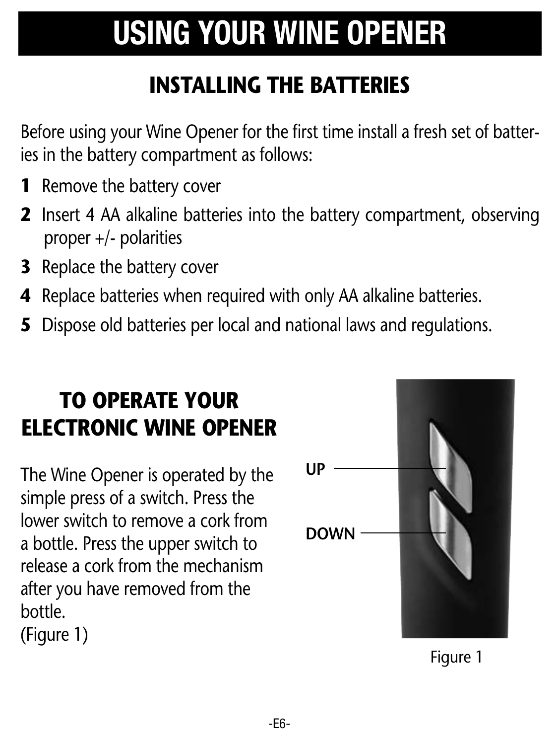# USING YOUR WINE OPENER

## INSTALLING THE BATTERIES

Before using your Wine Opener for the first time install a fresh set of batteries in the battery compartment as follows:

1. Remove the battery cover
2. Insert 4 AA alkaline batteries into the battery compartment, observing proper +/- polarities
3. Replace the battery cover
4. Replace batteries when required with only AA alkaline batteries.
5. Dispose old batteries per local and national laws and regulations.

## TO OPERATE YOUR ELECTRONIC WINE OPENER

The Wine Opener is operated by the simple press of a switch. Press the lower switch to remove a cork from a bottle. Press the upper switch to release a cork from the mechanism after you have removed from the bottle.
(Figure 1)

UP

DOWN

Figure 1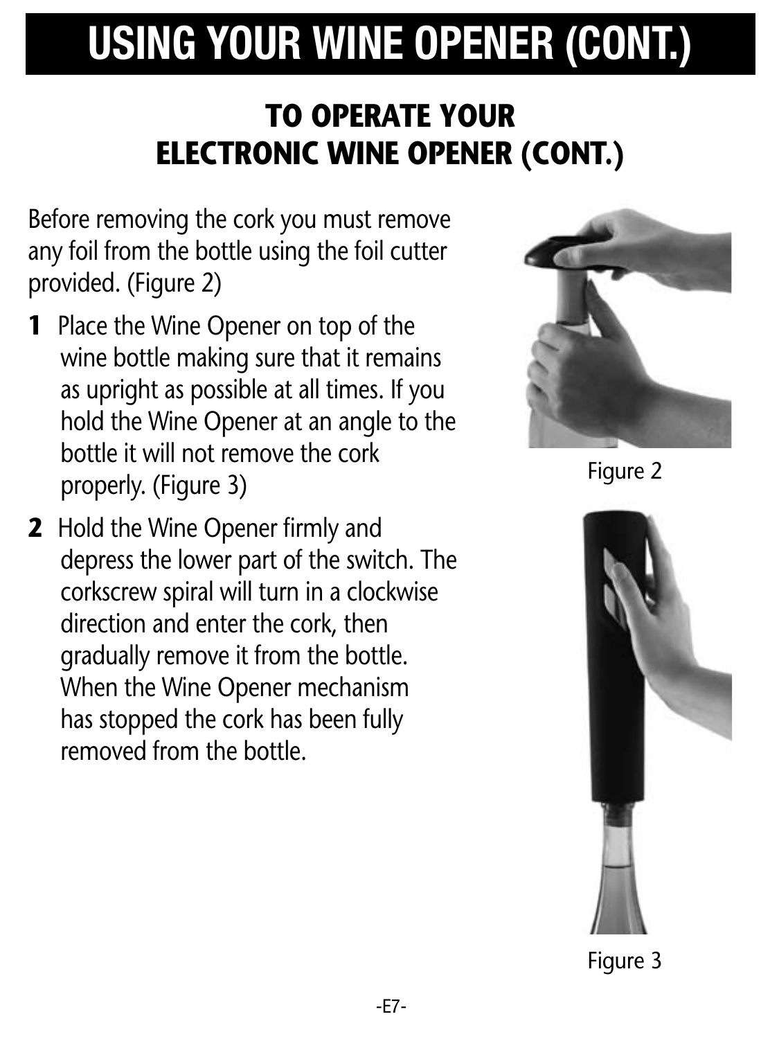# USING YOUR WINE OPENER (CONT.)

## TO OPERATE YOUR ELECTRONIC WINE OPENER (CONT.)

Before removing the cork you must remove any foil from the bottle using the foil cutter provided. (Figure 2)

**1** Place the Wine Opener on top of the wine bottle making sure that it remains as upright as possible at all times. If you hold the Wine Opener at an angle to the bottle it will not remove the cork properly. (Figure 3)

**2** Hold the Wine Opener firmly and depress the lower part of the switch. The corkscrew spiral will turn in a clockwise direction and enter the cork, then gradually remove it from the bottle. When the Wine Opener mechanism has stopped the cork has been fully removed from the bottle.

Figure 2

Figure 3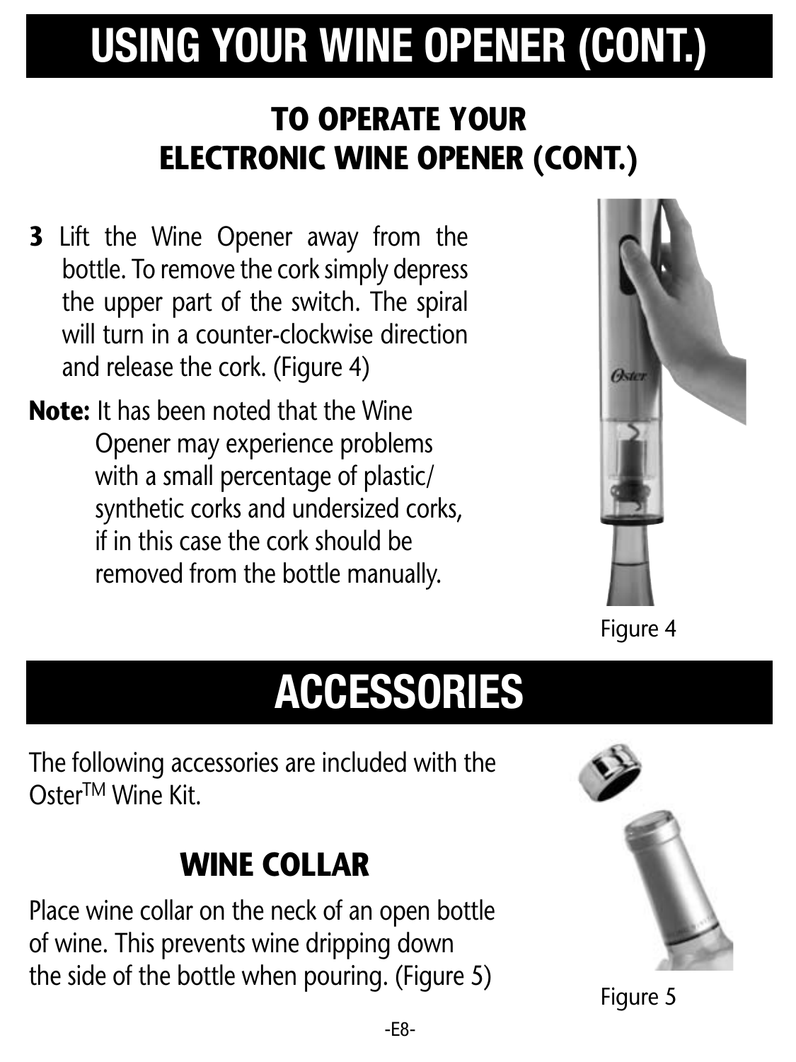# USING YOUR WINE OPENER (CONT.)

## TO OPERATE YOUR ELECTRONIC WINE OPENER (CONT.)

**3** Lift the Wine Opener away from the bottle. To remove the cork simply depress the upper part of the switch. The spiral will turn in a counter-clockwise direction and release the cork. (Figure 4)

**Note:** It has been noted that the Wine Opener may experience problems with a small percentage of plastic/ synthetic corks and undersized corks, if in this case the cork should be removed from the bottle manually.

Figure 4

# ACCESSORIES

The following accessories are included with the Oster™ Wine Kit.

## WINE COLLAR

Place wine collar on the neck of an open bottle of wine. This prevents wine dripping down the side of the bottle when pouring. (Figure 5)

Figure 5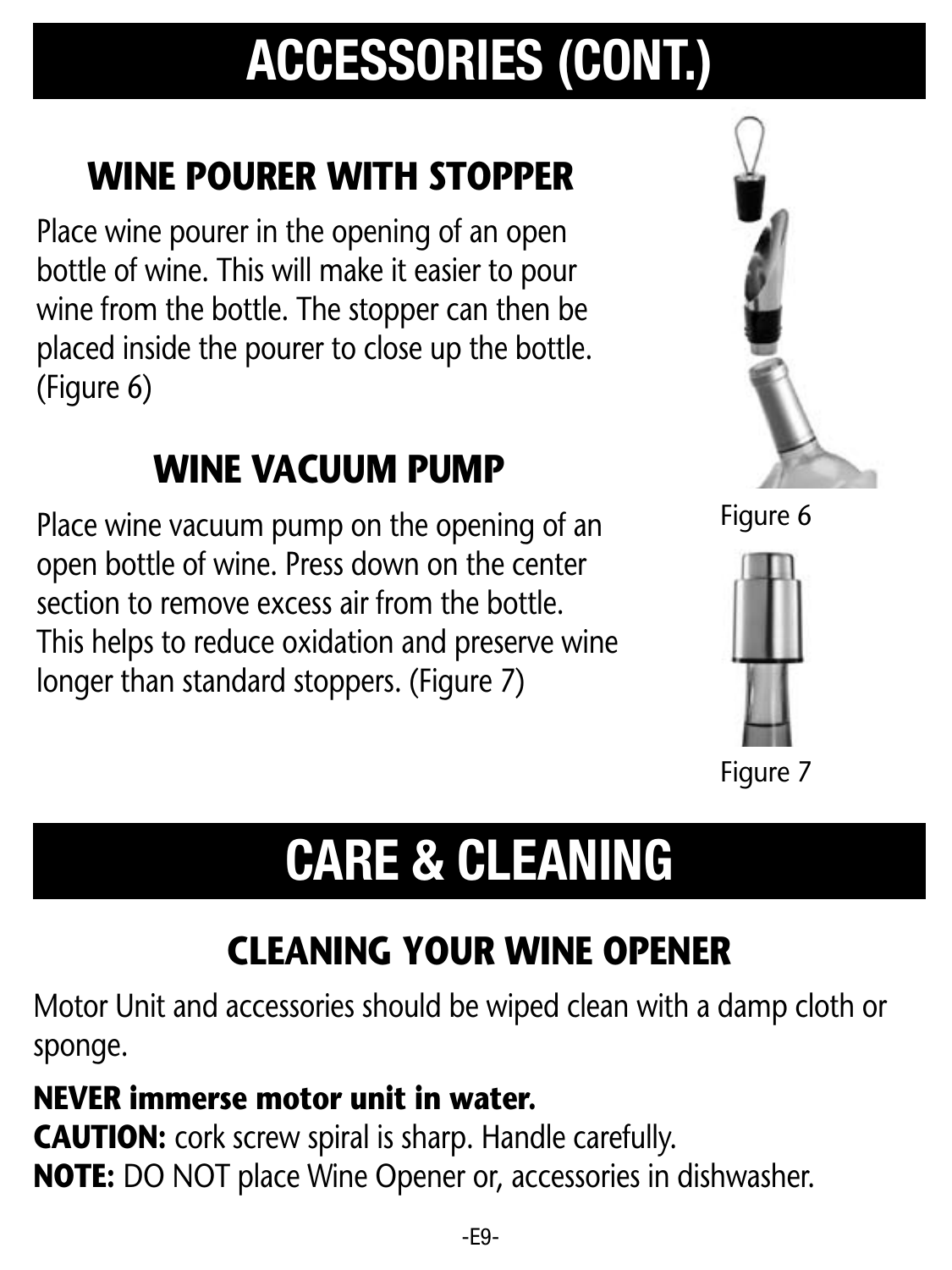# ACCESSORIES (CONT.)

## WINE POURER WITH STOPPER

Place wine pourer in the opening of an open bottle of wine. This will make it easier to pour wine from the bottle. The stopper can then be placed inside the pourer to close up the bottle. (Figure 6)

Figure 6

## WINE VACUUM PUMP

Place wine vacuum pump on the opening of an open bottle of wine. Press down on the center section to remove excess air from the bottle. This helps to reduce oxidation and preserve wine longer than standard stoppers. (Figure 7)

Figure 7

# CARE & CLEANING

## CLEANING YOUR WINE OPENER

Motor Unit and accessories should be wiped clean with a damp cloth or sponge.

**NEVER immerse motor unit in water.**
**CAUTION:** cork screw spiral is sharp. Handle carefully.
**NOTE:** DO NOT place Wine Opener or, accessories in dishwasher.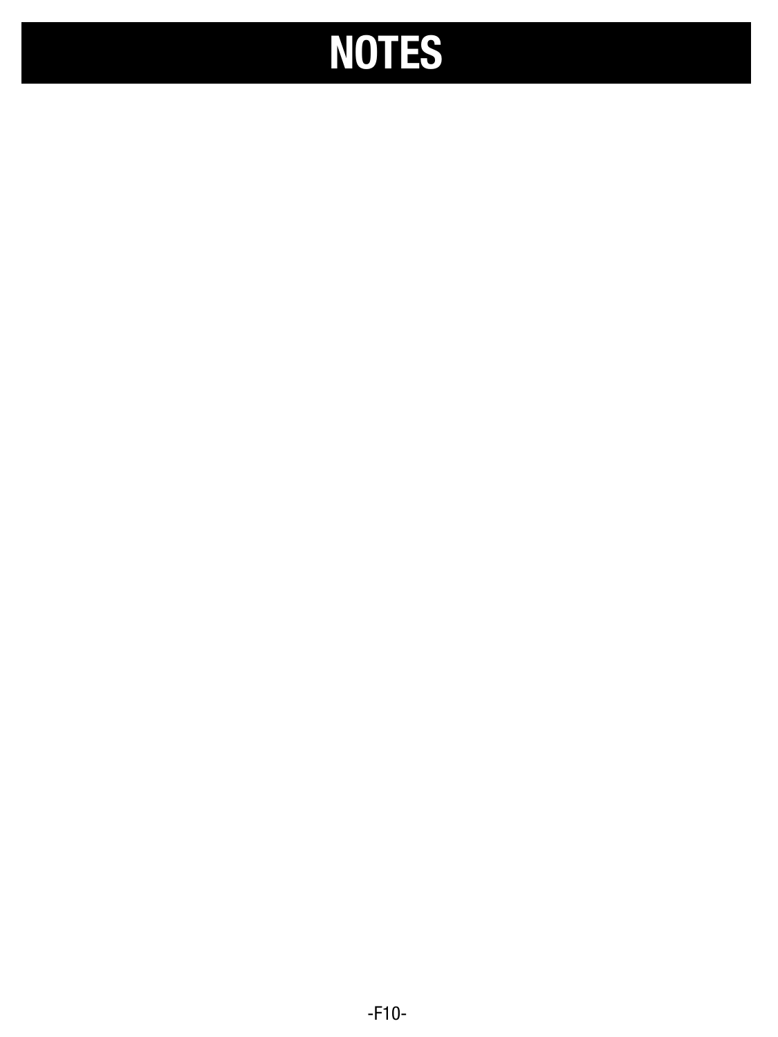# NOTES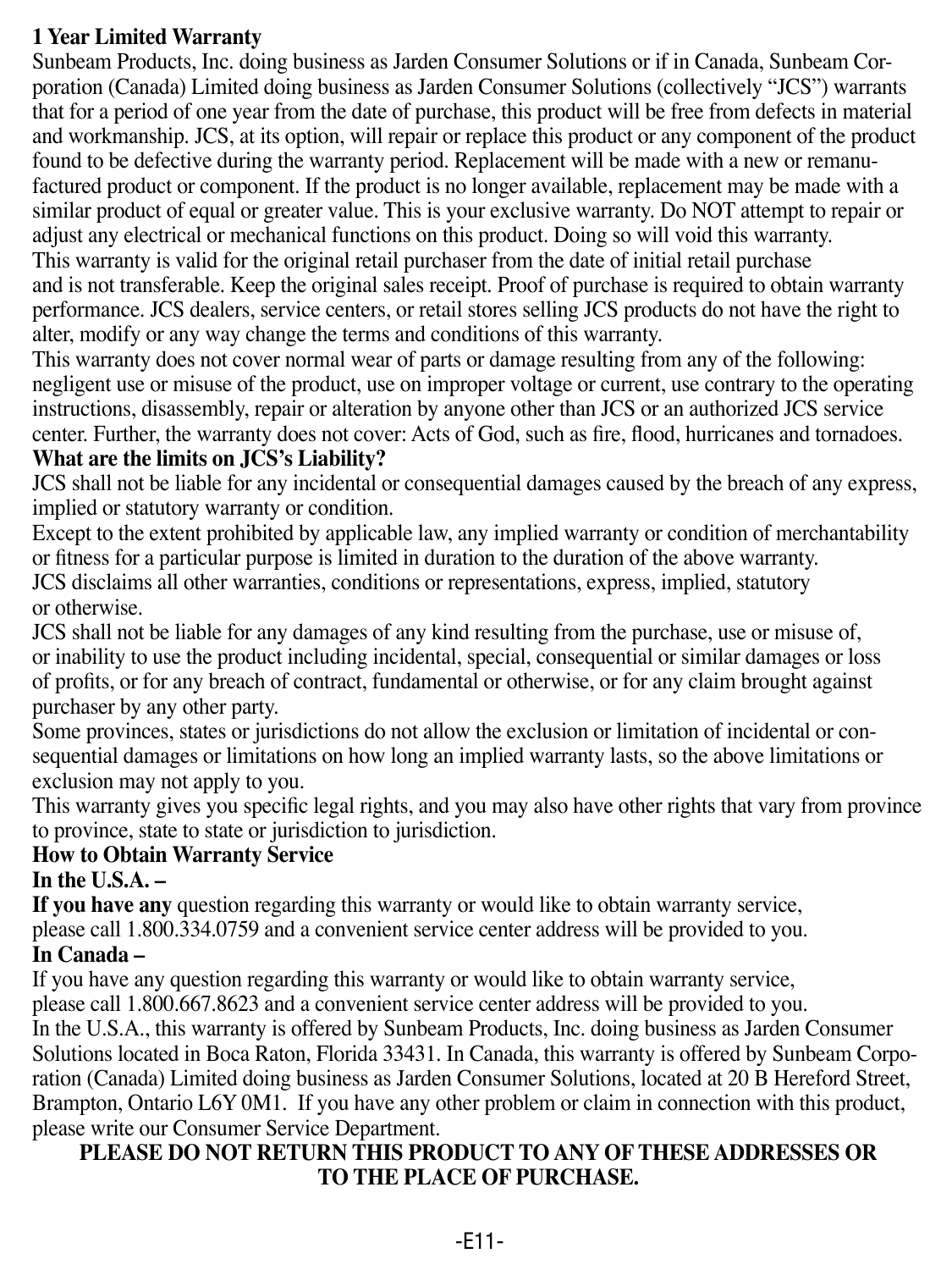## 1 Year Limited Warranty

Sunbeam Products, Inc. doing business as Jarden Consumer Solutions or if in Canada, Sunbeam Corporation (Canada) Limited doing business as Jarden Consumer Solutions (collectively "JCS") warrants that for a period of one year from the date of purchase, this product will be free from defects in material and workmanship. JCS, at its option, will repair or replace this product or any component of the product found to be defective during the warranty period. Replacement will be made with a new or remanufactured product or component. If the product is no longer available, replacement may be made with a similar product of equal or greater value. This is your exclusive warranty. Do NOT attempt to repair or adjust any electrical or mechanical functions on this product. Doing so will void this warranty.

This warranty is valid for the original retail purchaser from the date of initial retail purchase and is not transferable. Keep the original sales receipt. Proof of purchase is required to obtain warranty performance. JCS dealers, service centers, or retail stores selling JCS products do not have the right to alter, modify or any way change the terms and conditions of this warranty.

This warranty does not cover normal wear of parts or damage resulting from any of the following: negligent use or misuse of the product, use on improper voltage or current, use contrary to the operating instructions, disassembly, repair or alteration by anyone other than JCS or an authorized JCS service center. Further, the warranty does not cover: Acts of God, such as fire, flood, hurricanes and tornadoes.

**What are the limits on JCS's Liability?**

JCS shall not be liable for any incidental or consequential damages caused by the breach of any express, implied or statutory warranty or condition.

Except to the extent prohibited by applicable law, any implied warranty or condition of merchantability or fitness for a particular purpose is limited in duration to the duration of the above warranty.

JCS disclaims all other warranties, conditions or representations, express, implied, statutory or otherwise.

JCS shall not be liable for any damages of any kind resulting from the purchase, use or misuse of, or inability to use the product including incidental, special, consequential or similar damages or loss of profits, or for any breach of contract, fundamental or otherwise, or for any claim brought against purchaser by any other party.

Some provinces, states or jurisdictions do not allow the exclusion or limitation of incidental or consequential damages or limitations on how long an implied warranty lasts, so the above limitations or exclusion may not apply to you.

This warranty gives you specific legal rights, and you may also have other rights that vary from province to province, state to state or jurisdiction to jurisdiction.

**How to Obtain Warranty Service**

**In the U.S.A. –**

**If you have any** question regarding this warranty or would like to obtain warranty service, please call 1.800.334.0759 and a convenient service center address will be provided to you.

**In Canada –**

If you have any question regarding this warranty or would like to obtain warranty service, please call 1.800.667.8623 and a convenient service center address will be provided to you.

In the U.S.A., this warranty is offered by Sunbeam Products, Inc. doing business as Jarden Consumer Solutions located in Boca Raton, Florida 33431. In Canada, this warranty is offered by Sunbeam Corporation (Canada) Limited doing business as Jarden Consumer Solutions, located at 20 B Hereford Street, Brampton, Ontario L6Y 0M1. If you have any other problem or claim in connection with this product, please write our Consumer Service Department.

**PLEASE DO NOT RETURN THIS PRODUCT TO ANY OF THESE ADDRESSES OR TO THE PLACE OF PURCHASE.**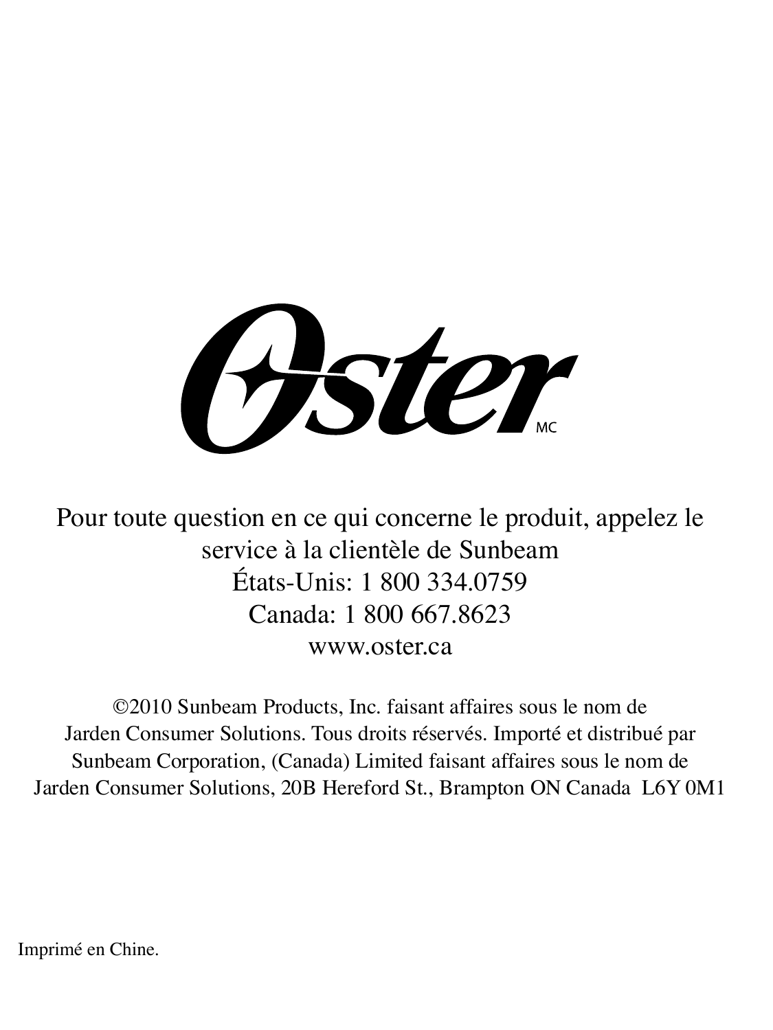Oster[MC]

Pour toute question en ce qui concerne le produit, appelez le service à la clientèle de Sunbeam
États-Unis: 1 800 334.0759
Canada: 1 800 667.8623
www.oster.ca

©2010 Sunbeam Products, Inc. faisant affaires sous le nom de Jarden Consumer Solutions. Tous droits réservés. Importé et distribué par Sunbeam Corporation, (Canada) Limited faisant affaires sous le nom de Jarden Consumer Solutions, 20B Hereford St., Brampton ON Canada L6Y 0M1

Imprimé en Chine.